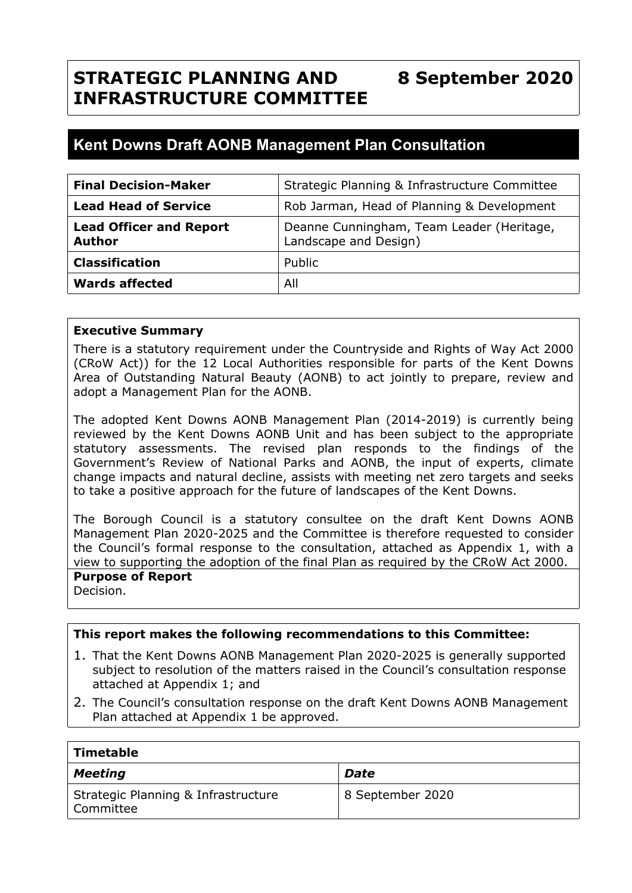# STRATEGIC PLANNING AND INFRASTRUCTURE COMMITTEE

**8 September 2020**

## Kent Downs Draft AONB Management Plan Consultation

| | |
|---|---|
| **Final Decision-Maker** | Strategic Planning & Infrastructure Committee |
| **Lead Head of Service** | Rob Jarman, Head of Planning & Development |
| **Lead Officer and Report Author** | Deanne Cunningham, Team Leader (Heritage, Landscape and Design) |
| **Classification** | Public |
| **Wards affected** | All |

**Executive Summary**

There is a statutory requirement under the Countryside and Rights of Way Act 2000 (CRoW Act)) for the 12 Local Authorities responsible for parts of the Kent Downs Area of Outstanding Natural Beauty (AONB) to act jointly to prepare, review and adopt a Management Plan for the AONB.

The adopted Kent Downs AONB Management Plan (2014-2019) is currently being reviewed by the Kent Downs AONB Unit and has been subject to the appropriate statutory assessments. The revised plan responds to the findings of the Government's Review of National Parks and AONB, the input of experts, climate change impacts and natural decline, assists with meeting net zero targets and seeks to take a positive approach for the future of landscapes of the Kent Downs.

The Borough Council is a statutory consultee on the draft Kent Downs AONB Management Plan 2020-2025 and the Committee is therefore requested to consider the Council's formal response to the consultation, attached as Appendix 1, with a view to supporting the adoption of the final Plan as required by the CRoW Act 2000.

**Purpose of Report**

Decision.

**This report makes the following recommendations to this Committee:**

1. That the Kent Downs AONB Management Plan 2020-2025 is generally supported subject to resolution of the matters raised in the Council's consultation response attached at Appendix 1; and
2. The Council's consultation response on the draft Kent Downs AONB Management Plan attached at Appendix 1 be approved.

| **Timetable** | |
|---|---|
| ***Meeting*** | ***Date*** |
| Strategic Planning & Infrastructure Committee | 8 September 2020 |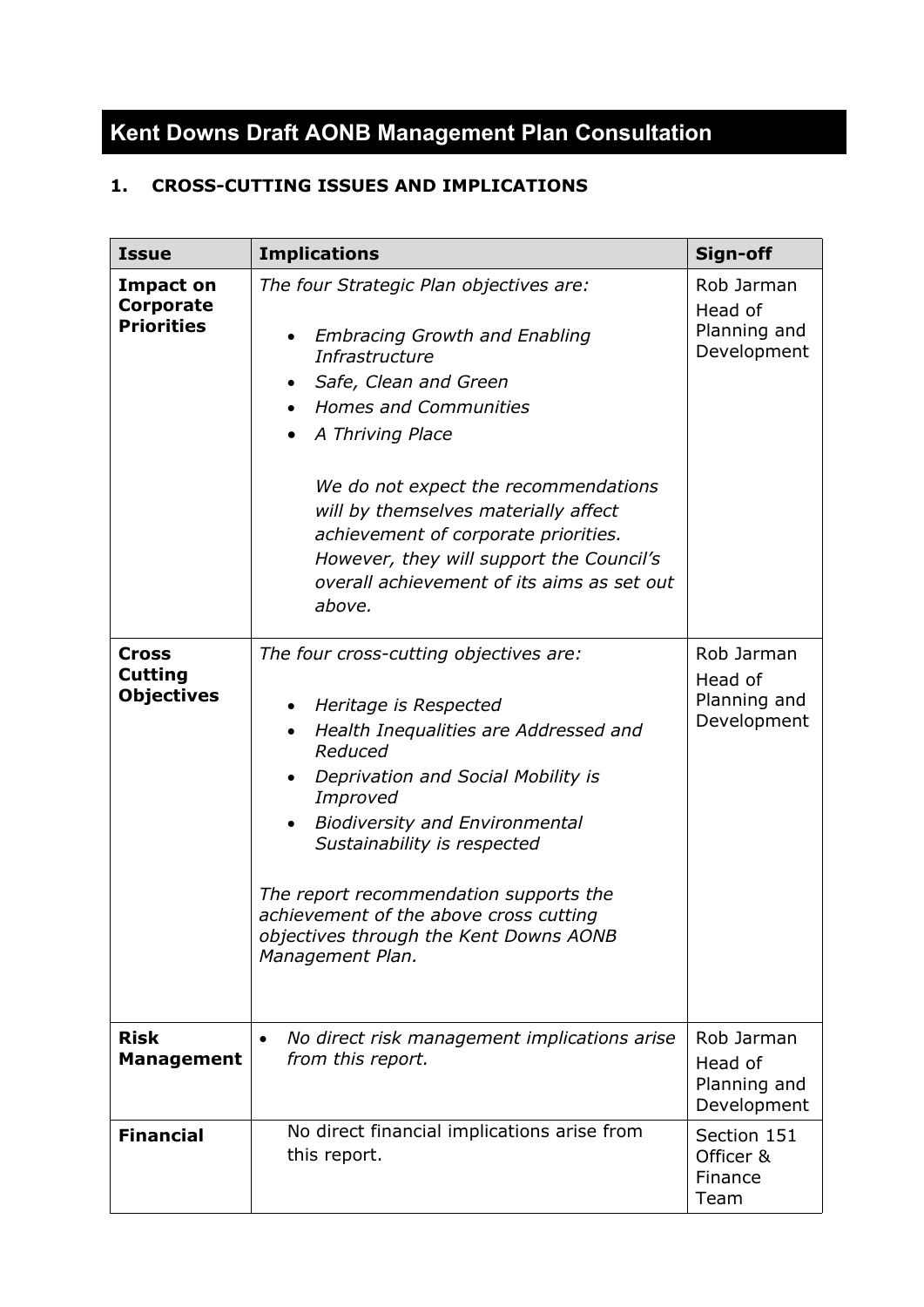# Kent Downs Draft AONB Management Plan Consultation

## 1. CROSS-CUTTING ISSUES AND IMPLICATIONS

| Issue | Implications | Sign-off |
|---|---|---|
| **Impact on Corporate Priorities** | *The four Strategic Plan objectives are:*<br><br>• *Embracing Growth and Enabling Infrastructure*<br>• *Safe, Clean and Green*<br>• *Homes and Communities*<br>• *A Thriving Place*<br><br>*We do not expect the recommendations will by themselves materially affect achievement of corporate priorities. However, they will support the Council's overall achievement of its aims as set out above.* | Rob Jarman Head of Planning and Development |
| **Cross Cutting Objectives** | *The four cross-cutting objectives are:*<br><br>• *Heritage is Respected*<br>• *Health Inequalities are Addressed and Reduced*<br>• *Deprivation and Social Mobility is Improved*<br>• *Biodiversity and Environmental Sustainability is respected*<br><br>*The report recommendation supports the achievement of the above cross cutting objectives through the Kent Downs AONB Management Plan.* | Rob Jarman Head of Planning and Development |
| **Risk Management** | • *No direct risk management implications arise from this report.* | Rob Jarman Head of Planning and Development |
| **Financial** | No direct financial implications arise from this report. | Section 151 Officer & Finance Team |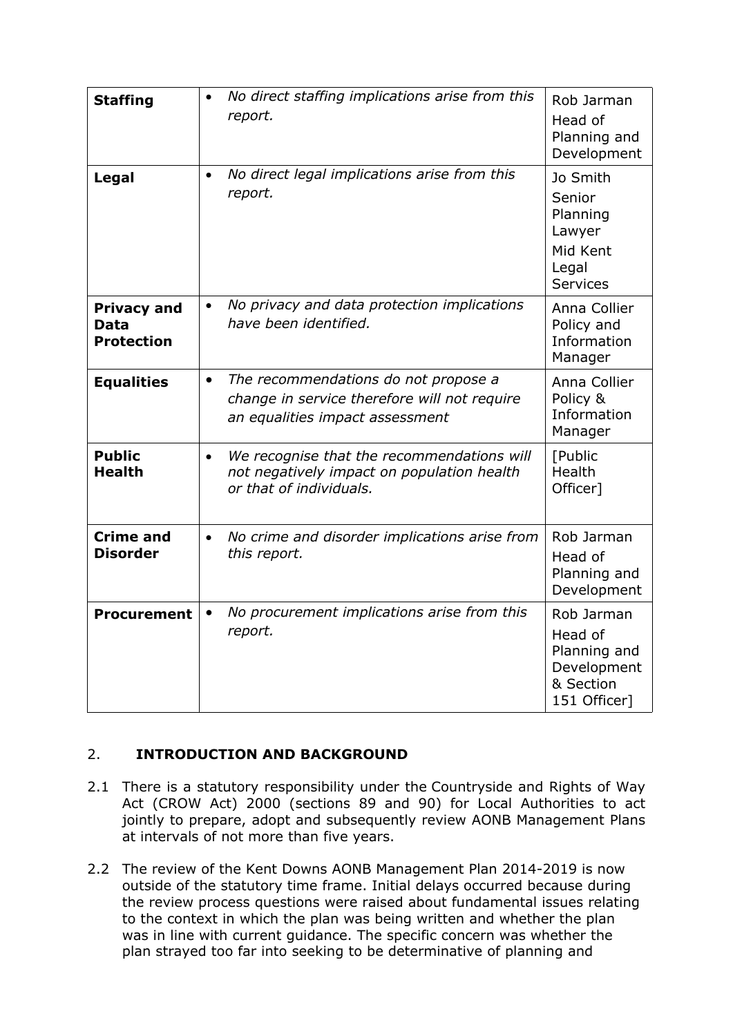| **Staffing** | • *No direct staffing implications arise from this report.* | Rob Jarman Head of Planning and Development |
|---|---|---|
| **Legal** | • *No direct legal implications arise from this report.* | Jo Smith Senior Planning Lawyer Mid Kent Legal Services |
| **Privacy and Data Protection** | • *No privacy and data protection implications have been identified.* | Anna Collier Policy and Information Manager |
| **Equalities** | • *The recommendations do not propose a change in service therefore will not require an equalities impact assessment* | Anna Collier Policy & Information Manager |
| **Public Health** | • *We recognise that the recommendations will not negatively impact on population health or that of individuals.* | [Public Health Officer] |
| **Crime and Disorder** | • *No crime and disorder implications arise from this report.* | Rob Jarman Head of Planning and Development |
| **Procurement** | • *No procurement implications arise from this report.* | Rob Jarman Head of Planning and Development & Section 151 Officer] |

## 2. INTRODUCTION AND BACKGROUND

2.1 There is a statutory responsibility under the Countryside and Rights of Way Act (CROW Act) 2000 (sections 89 and 90) for Local Authorities to act jointly to prepare, adopt and subsequently review AONB Management Plans at intervals of not more than five years.

2.2 The review of the Kent Downs AONB Management Plan 2014-2019 is now outside of the statutory time frame. Initial delays occurred because during the review process questions were raised about fundamental issues relating to the context in which the plan was being written and whether the plan was in line with current guidance. The specific concern was whether the plan strayed too far into seeking to be determinative of planning and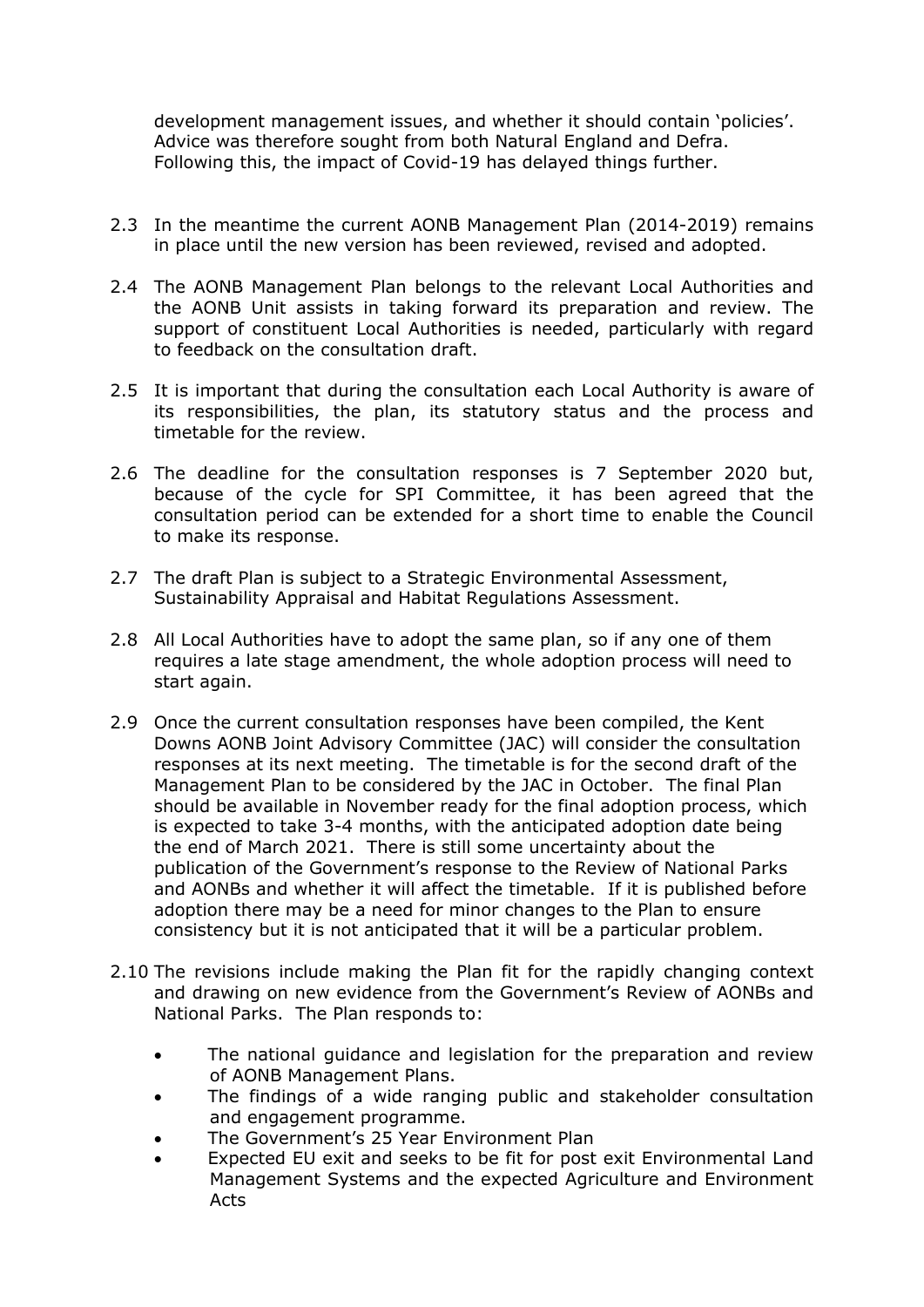development management issues, and whether it should contain 'policies'. Advice was therefore sought from both Natural England and Defra. Following this, the impact of Covid-19 has delayed things further.

2.3 In the meantime the current AONB Management Plan (2014-2019) remains in place until the new version has been reviewed, revised and adopted.

2.4 The AONB Management Plan belongs to the relevant Local Authorities and the AONB Unit assists in taking forward its preparation and review. The support of constituent Local Authorities is needed, particularly with regard to feedback on the consultation draft.

2.5 It is important that during the consultation each Local Authority is aware of its responsibilities, the plan, its statutory status and the process and timetable for the review.

2.6 The deadline for the consultation responses is 7 September 2020 but, because of the cycle for SPI Committee, it has been agreed that the consultation period can be extended for a short time to enable the Council to make its response.

2.7 The draft Plan is subject to a Strategic Environmental Assessment, Sustainability Appraisal and Habitat Regulations Assessment.

2.8 All Local Authorities have to adopt the same plan, so if any one of them requires a late stage amendment, the whole adoption process will need to start again.

2.9 Once the current consultation responses have been compiled, the Kent Downs AONB Joint Advisory Committee (JAC) will consider the consultation responses at its next meeting. The timetable is for the second draft of the Management Plan to be considered by the JAC in October. The final Plan should be available in November ready for the final adoption process, which is expected to take 3-4 months, with the anticipated adoption date being the end of March 2021. There is still some uncertainty about the publication of the Government's response to the Review of National Parks and AONBs and whether it will affect the timetable. If it is published before adoption there may be a need for minor changes to the Plan to ensure consistency but it is not anticipated that it will be a particular problem.

2.10 The revisions include making the Plan fit for the rapidly changing context and drawing on new evidence from the Government's Review of AONBs and National Parks. The Plan responds to:

- The national guidance and legislation for the preparation and review of AONB Management Plans.
- The findings of a wide ranging public and stakeholder consultation and engagement programme.
- The Government's 25 Year Environment Plan
- Expected EU exit and seeks to be fit for post exit Environmental Land Management Systems and the expected Agriculture and Environment Acts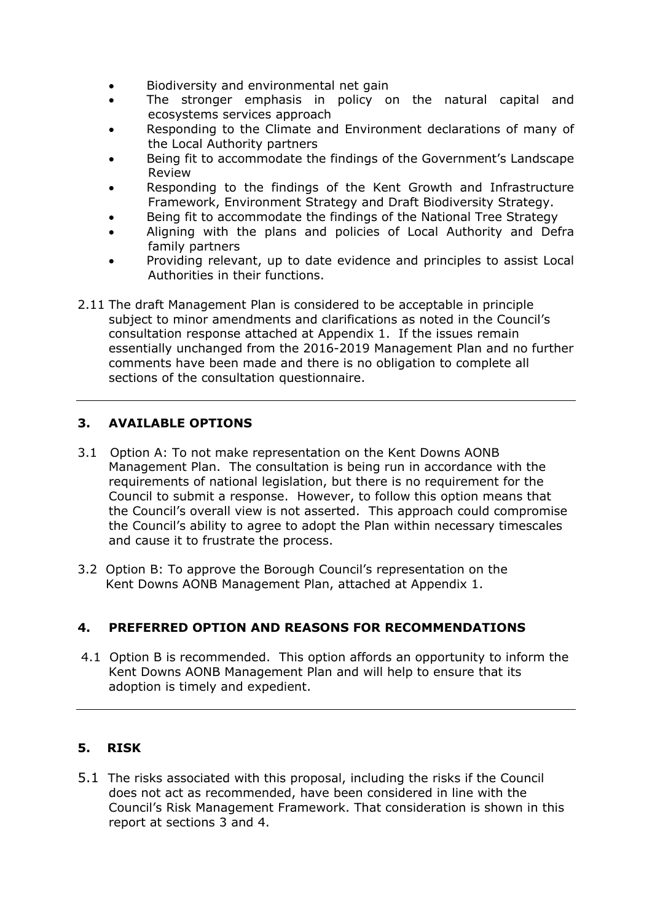- Biodiversity and environmental net gain
- The stronger emphasis in policy on the natural capital and ecosystems services approach
- Responding to the Climate and Environment declarations of many of the Local Authority partners
- Being fit to accommodate the findings of the Government's Landscape Review
- Responding to the findings of the Kent Growth and Infrastructure Framework, Environment Strategy and Draft Biodiversity Strategy.
- Being fit to accommodate the findings of the National Tree Strategy
- Aligning with the plans and policies of Local Authority and Defra family partners
- Providing relevant, up to date evidence and principles to assist Local Authorities in their functions.

2.11 The draft Management Plan is considered to be acceptable in principle subject to minor amendments and clarifications as noted in the Council's consultation response attached at Appendix 1. If the issues remain essentially unchanged from the 2016-2019 Management Plan and no further comments have been made and there is no obligation to complete all sections of the consultation questionnaire.

---

## 3. AVAILABLE OPTIONS

3.1 Option A: To not make representation on the Kent Downs AONB Management Plan. The consultation is being run in accordance with the requirements of national legislation, but there is no requirement for the Council to submit a response. However, to follow this option means that the Council's overall view is not asserted. This approach could compromise the Council's ability to agree to adopt the Plan within necessary timescales and cause it to frustrate the process.

3.2 Option B: To approve the Borough Council's representation on the Kent Downs AONB Management Plan, attached at Appendix 1.

## 4. PREFERRED OPTION AND REASONS FOR RECOMMENDATIONS

4.1 Option B is recommended. This option affords an opportunity to inform the Kent Downs AONB Management Plan and will help to ensure that its adoption is timely and expedient.

---

## 5. RISK

5.1 The risks associated with this proposal, including the risks if the Council does not act as recommended, have been considered in line with the Council's Risk Management Framework. That consideration is shown in this report at sections 3 and 4.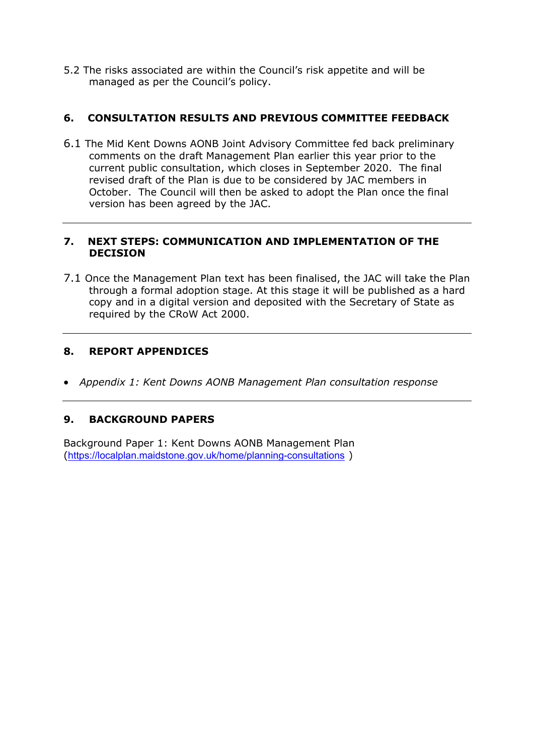5.2 The risks associated are within the Council's risk appetite and will be managed as per the Council's policy.

## 6. CONSULTATION RESULTS AND PREVIOUS COMMITTEE FEEDBACK

6.1 The Mid Kent Downs AONB Joint Advisory Committee fed back preliminary comments on the draft Management Plan earlier this year prior to the current public consultation, which closes in September 2020. The final revised draft of the Plan is due to be considered by JAC members in October. The Council will then be asked to adopt the Plan once the final version has been agreed by the JAC.

---

## 7. NEXT STEPS: COMMUNICATION AND IMPLEMENTATION OF THE DECISION

7.1 Once the Management Plan text has been finalised, the JAC will take the Plan through a formal adoption stage. At this stage it will be published as a hard copy and in a digital version and deposited with the Secretary of State as required by the CRoW Act 2000.

---

## 8. REPORT APPENDICES

- *Appendix 1: Kent Downs AONB Management Plan consultation response*

---

## 9. BACKGROUND PAPERS

Background Paper 1: Kent Downs AONB Management Plan (https://localplan.maidstone.gov.uk/home/planning-consultations )